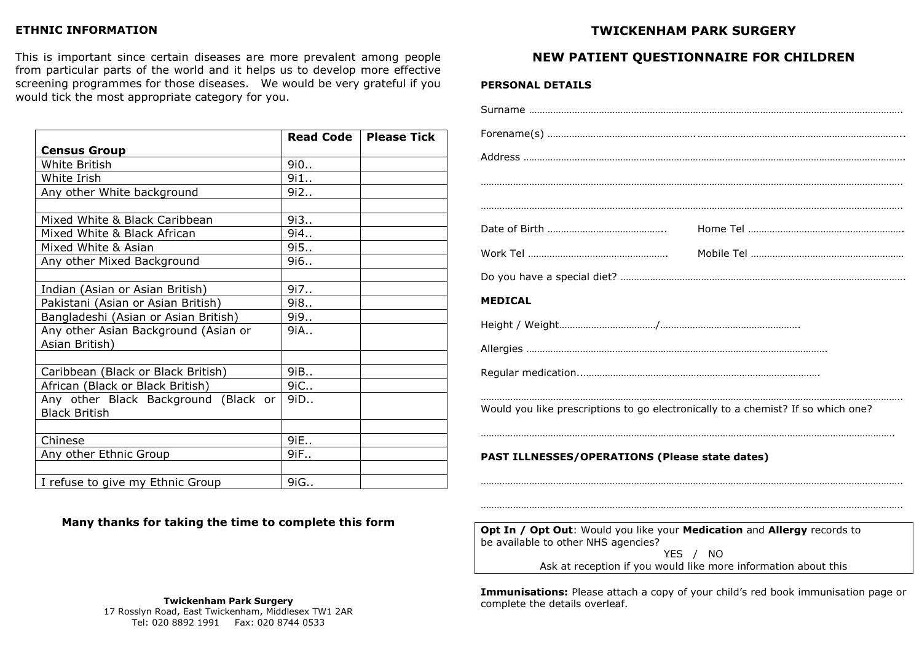## ETHNIC INFORMATION

This is important since certain diseases are more prevalent among people from particular parts of the world and it helps us to develop more effective screening programmes for those diseases. We would be very grateful if you would tick the most appropriate category for you.

| Census Group | Read Code | Please Tick |
|---|---|---|
| White British | 9i0.. | |
| White Irish | 9i1.. | |
| Any other White background | 9i2.. | |
| | | |
| Mixed White & Black Caribbean | 9i3.. | |
| Mixed White & Black African | 9i4.. | |
| Mixed White & Asian | 9i5.. | |
| Any other Mixed Background | 9i6.. | |
| | | |
| Indian (Asian or Asian British) | 9i7.. | |
| Pakistani (Asian or Asian British) | 9i8.. | |
| Bangladeshi (Asian or Asian British) | 9i9.. | |
| Any other Asian Background (Asian or Asian British) | 9iA.. | |
| | | |
| Caribbean (Black or Black British) | 9iB.. | |
| African (Black or Black British) | 9iC.. | |
| Any other Black Background (Black or Black British | 9iD.. | |
| | | |
| Chinese | 9iE.. | |
| Any other Ethnic Group | 9iF.. | |
| | | |
| I refuse to give my Ethnic Group | 9iG.. | |

**Many thanks for taking the time to complete this form**

**Twickenham Park Surgery**
17 Rosslyn Road, East Twickenham, Middlesex TW1 2AR
Tel: 020 8892 1991 Fax: 020 8744 0533

# TWICKENHAM PARK SURGERY

## NEW PATIENT QUESTIONNAIRE FOR CHILDREN

### PERSONAL DETAILS

Surname ……………………………………………………………………………………………………………………….

Forename(s) ………………………………………………. …………………………………………………………………..

Address …………………………………………………………………………………………………………………………

……………………………………………………………………………………………………………………………………….

……………………………………………………………………………………………………………………………………….

Date of Birth ……………………………………….. Home Tel ……………………………………………………

Work Tel ……………………………………………. Mobile Tel ……………………………………………………

Do you have a special diet? ………………………………………………………………………………………….

### MEDICAL

Height / Weight………………………………/…………………………………………….

Allergies ………………………………………………………………………………………………….

Regular medication..……………………………………………………………………………….

……………………………………………………………………………………………………………………………………….

Would you like prescriptions to go electronically to a chemist? If so which one?

……………………………………………………………………………………………………………………………………….

### PAST ILLNESSES/OPERATIONS (Please state dates)

……………………………………………………………………………………………………………………………………….

……………………………………………………………………………………………………………………………………….

**Opt In / Opt Out**: Would you like your **Medication** and **Allergy** records to be available to other NHS agencies?

YES / NO

Ask at reception if you would like more information about this

**Immunisations:** Please attach a copy of your child's red book immunisation page or complete the details overleaf.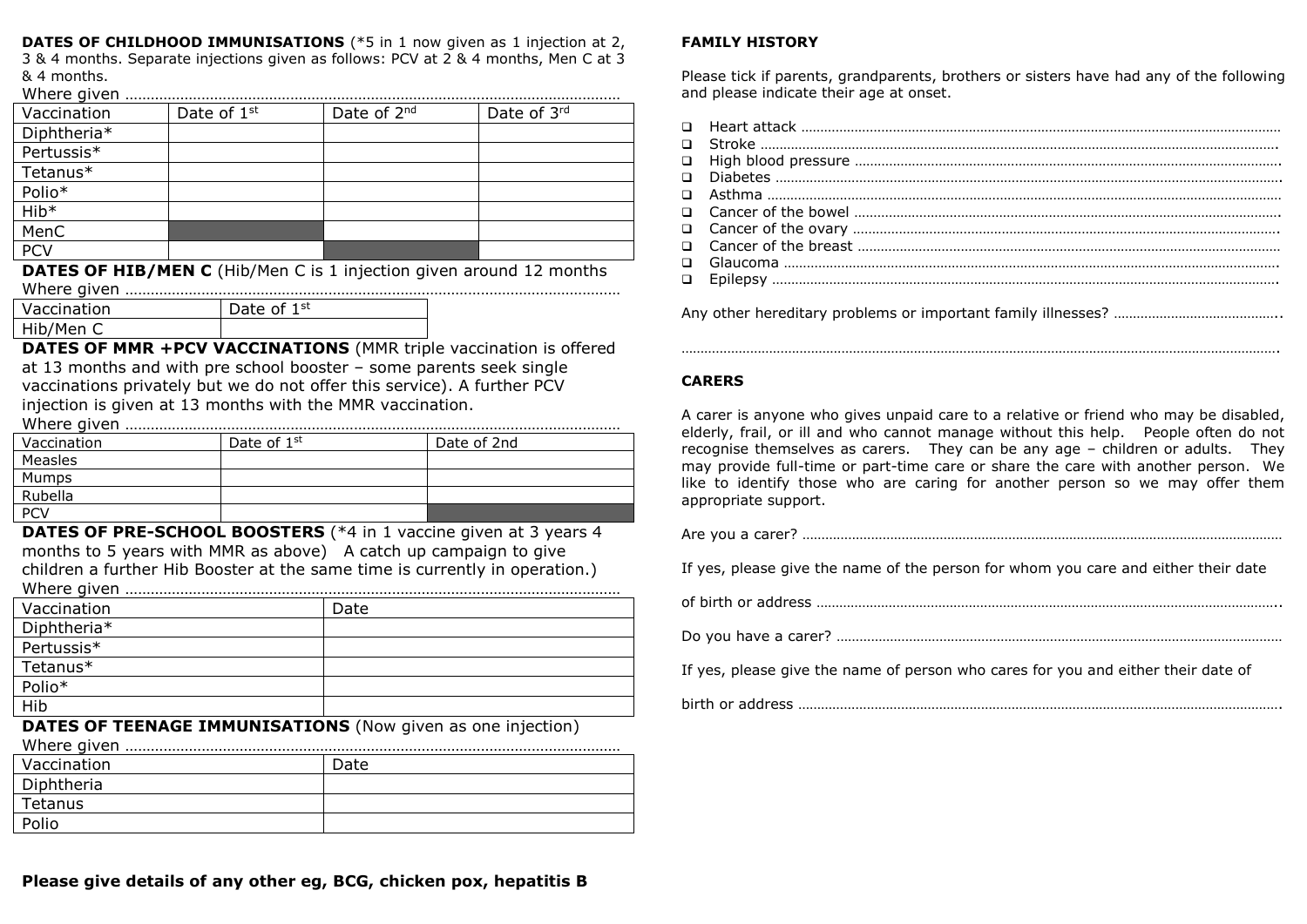**DATES OF CHILDHOOD IMMUNISATIONS** (*5 in 1 now given as 1 injection at 2, 3 & 4 months. Separate injections given as follows: PCV at 2 & 4 months, Men C at 3 & 4 months.

Where given …………………………………………………………………………………………………

| Vaccination | Date of 1st | Date of 2nd | Date of 3rd |
|---|---|---|---|
| Diphtheria* | | | |
| Pertussis* | | | |
| Tetanus* | | | |
| Polio* | | | |
| Hib* | | | |
| MenC | | | |
| PCV | | | |

**DATES OF HIB/MEN C** (Hib/Men C is 1 injection given around 12 months

Where given …………………………………………………………………………………………………

| Vaccination | Date of 1st |
|---|---|
| Hib/Men C | |

**DATES OF MMR +PCV VACCINATIONS** (MMR triple vaccination is offered at 13 months and with pre school booster – some parents seek single vaccinations privately but we do not offer this service). A further PCV injection is given at 13 months with the MMR vaccination.

Where given …………………………………………………………………………………………………

| Vaccination | Date of 1st | Date of 2nd |
|---|---|---|
| Measles | | |
| Mumps | | |
| Rubella | | |
| PCV | | |

**DATES OF PRE-SCHOOL BOOSTERS** (*4 in 1 vaccine given at 3 years 4 months to 5 years with MMR as above) A catch up campaign to give children a further Hib Booster at the same time is currently in operation.)

Where given …………………………………………………………………………………………………

| Vaccination | Date |
|---|---|
| Diphtheria* | |
| Pertussis* | |
| Tetanus* | |
| Polio* | |
| Hib | |

**DATES OF TEENAGE IMMUNISATIONS** (Now given as one injection)

Where given …………………………………………………………………………………………………

| Vaccination | Date |
|---|---|
| Diphtheria | |
| Tetanus | |
| Polio | |

**Please give details of any other eg, BCG, chicken pox, hepatitis B**

**FAMILY HISTORY**

Please tick if parents, grandparents, brothers or sisters have had any of the following and please indicate their age at onset.

- ❑ Heart attack ……………………………………………………………………………………………
- ❑ Stroke ……………………………………………………………………………………………………
- ❑ High blood pressure ……………………………………………………………………………………
- ❑ Diabetes …………………………………………………………………………………………………
- ❑ Asthma …………………………………………………………………………………………………
- ❑ Cancer of the bowel ……………………………………………………………………………………
- ❑ Cancer of the ovary ……………………………………………………………………………………
- ❑ Cancer of the breast ……………………………………………………………………………………
- ❑ Glaucoma ………………………………………………………………………………………………
- ❑ Epilepsy …………………………………………………………………………………………………

Any other hereditary problems or important family illnesses? ……………………………………..

……………………………………………………………………………………………………………………

**CARERS**

A carer is anyone who gives unpaid care to a relative or friend who may be disabled, elderly, frail, or ill and who cannot manage without this help. People often do not recognise themselves as carers. They can be any age – children or adults. They may provide full-time or part-time care or share the care with another person. We like to identify those who are caring for another person so we may offer them appropriate support.

Are you a carer? ………………………………………………………………………………………………

If yes, please give the name of the person for whom you care and either their date of birth or address ……………………………………………………………………………………………..

Do you have a carer? …………………………………………………………………………………………

If yes, please give the name of person who cares for you and either their date of birth or address ……………………………………………………………………………………………….